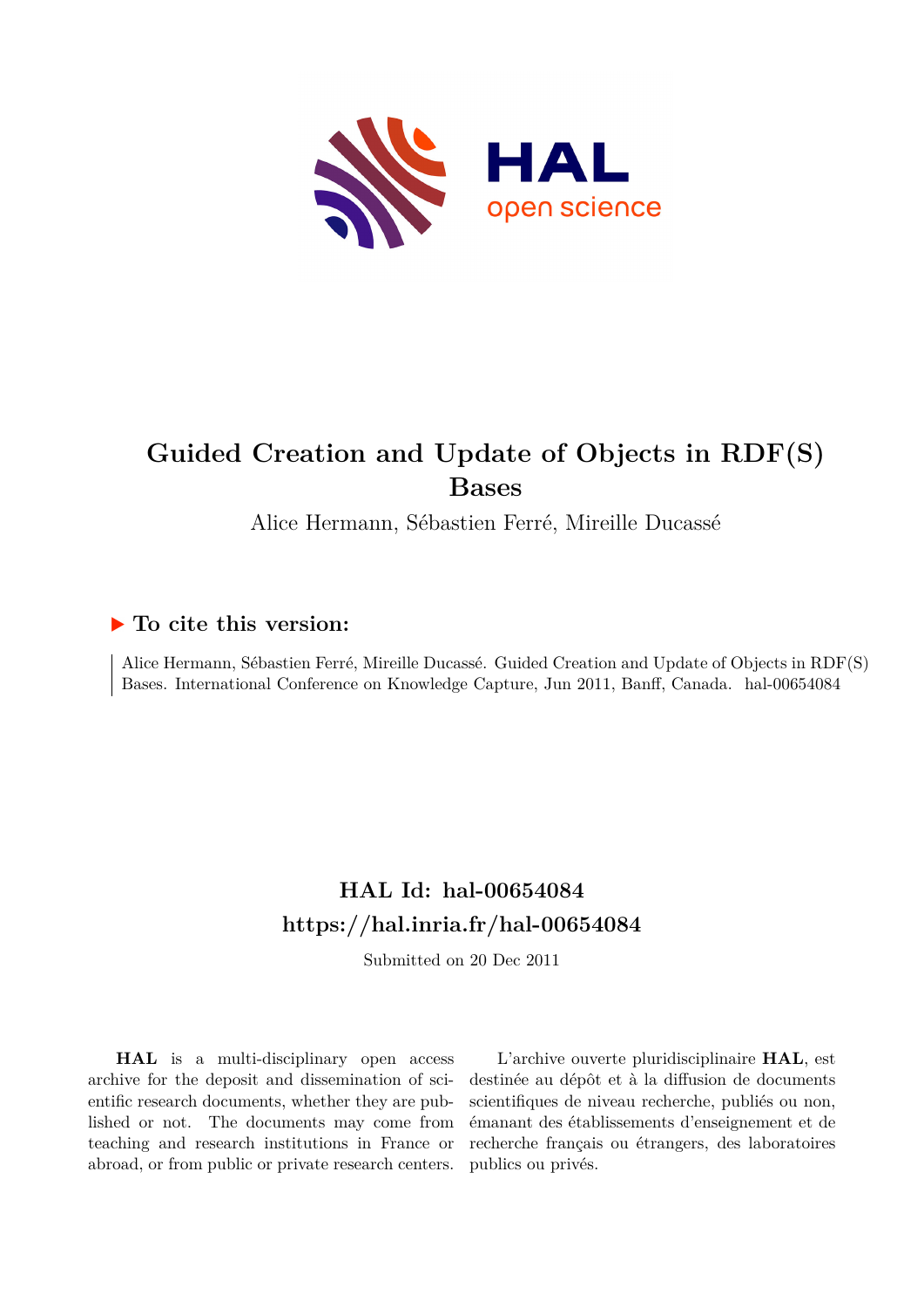# Guided Creation and Update of Objects in RDF(S) Bases

Alice Hermann, Sébastien Ferré, Mireille Ducassé

## ▶ To cite this version:

Alice Hermann, Sébastien Ferré, Mireille Ducassé. Guided Creation and Update of Objects in RDF(S) Bases. International Conference on Knowledge Capture, Jun 2011, Banff, Canada. hal-00654084

## HAL Id: hal-00654084

## https://hal.inria.fr/hal-00654084

Submitted on 20 Dec 2011

**HAL** is a multi-disciplinary open access archive for the deposit and dissemination of scientific research documents, whether they are published or not. The documents may come from teaching and research institutions in France or abroad, or from public or private research centers.

L'archive ouverte pluridisciplinaire **HAL**, est destinée au dépôt et à la diffusion de documents scientifiques de niveau recherche, publiés ou non, émanant des établissements d'enseignement et de recherche français ou étrangers, des laboratoires publics ou privés.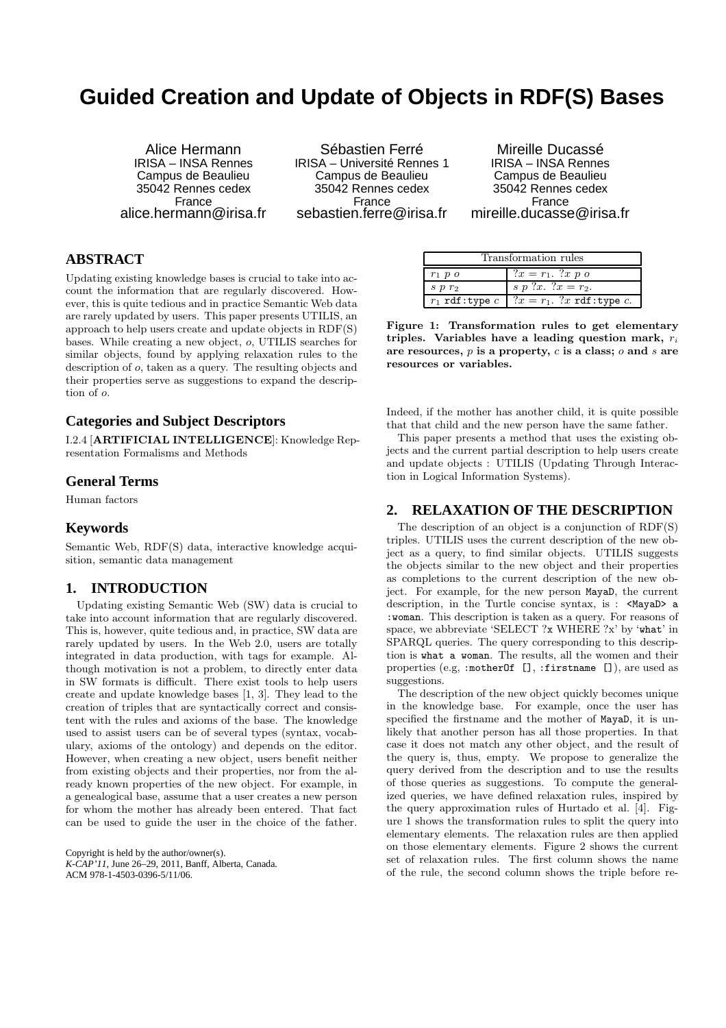// Guided Creation and Update of Objects in RDF(S) Bases

Alice Hermann
IRISA – INSA Rennes
Campus de Beaulieu
35042 Rennes cedex
France
alice.hermann@irisa.fr

Sébastien Ferré
IRISA – Université Rennes 1
Campus de Beaulieu
35042 Rennes cedex
France
sebastien.ferre@irisa.fr

Mireille Ducassé
IRISA – INSA Rennes
Campus de Beaulieu
35042 Rennes cedex
France
mireille.ducasse@irisa.fr

## ABSTRACT

Updating existing knowledge bases is crucial to take into account the information that are regularly discovered. However, this is quite tedious and in practice Semantic Web data are rarely updated by users. This paper presents UTILIS, an approach to help users create and update objects in RDF(S) bases. While creating a new object, $o$, UTILIS searches for similar objects, found by applying relaxation rules to the description of $o$, taken as a query. The resulting objects and their properties serve as suggestions to expand the description of $o$.

## Categories and Subject Descriptors

I.2.4 [**ARTIFICIAL INTELLIGENCE**]: Knowledge Representation Formalisms and Methods

## General Terms

Human factors

## Keywords

Semantic Web, RDF(S) data, interactive knowledge acquisition, semantic data management

## 1. INTRODUCTION

Updating existing Semantic Web (SW) data is crucial to take into account information that are regularly discovered. This is, however, quite tedious and, in practice, SW data are rarely updated by users. In the Web 2.0, users are totally integrated in data production, with tags for example. Although motivation is not a problem, to directly enter data in SW formats is difficult. There exist tools to help users create and update knowledge bases [1, 3]. They lead to the creation of triples that are syntactically correct and consistent with the rules and axioms of the base. The knowledge used to assist users can be of several types (syntax, vocabulary, axioms of the ontology) and depends on the editor. However, when creating a new object, users benefit neither from existing objects and their properties, nor from the already known properties of the new object. For example, in a genealogical base, assume that a user creates a new person for whom the mother has already been entered. That fact can be used to guide the user in the choice of the father. Indeed, if the mother has another child, it is quite possible that that child and the new person have the same father.

This paper presents a method that uses the existing objects and the current partial description to help users create and update objects : UTILIS (Updating Through Interaction in Logical Information Systems).

Copyright is held by the author/owner(s).
*K-CAP'11,* June 26–29, 2011, Banff, Alberta, Canada.
ACM 978-1-4503-0396-5/11/06.

| Transformation rules | |
|---|---|
| $r_1\ p\ o$ | $?x = r_1.\ ?x\ p\ o$ |
| $s\ p\ r_2$ | $s\ p\ ?x.\ ?x = r_2.$ |
| $r_1$ `rdf:type` $c$ | $?x = r_1.\ ?x$ `rdf:type` $c.$ |

**Figure 1: Transformation rules to get elementary triples. Variables have a leading question mark, $r_i$ are resources, $p$ is a property, $c$ is a class; $o$ and $s$ are resources or variables.**

## 2. RELAXATION OF THE DESCRIPTION

The description of an object is a conjunction of RDF(S) triples. UTILIS uses the current description of the new object as a query, to find similar objects. UTILIS suggests the objects similar to the new object and their properties as completions to the current description of the new object. For example, for the new person `MayaD`, the current description, in the Turtle concise syntax, is : `<MayaD> a :woman`. This description is taken as a query. For reasons of space, we abbreviate 'SELECT ?x WHERE ?x' by '`what`' in SPARQL queries. The query corresponding to this description is `what a woman`. The results, all the women and their properties (e.g, `:motherOf []`, `:firstname []`), are used as suggestions.

The description of the new object quickly becomes unique in the knowledge base. For example, once the user has specified the firstname and the mother of `MayaD`, it is unlikely that another person has all those properties. In that case it does not match any other object, and the result of the query is, thus, empty. We propose to generalize the query derived from the description and to use the results of those queries as suggestions. To compute the generalized queries, we have defined relaxation rules, inspired by the query approximation rules of Hurtado et al. [4]. Figure 1 shows the transformation rules to split the query into elementary elements. The relaxation rules are then applied on those elementary elements. Figure 2 shows the current set of relaxation rules. The first column shows the name of the rule, the second column shows the triple before re-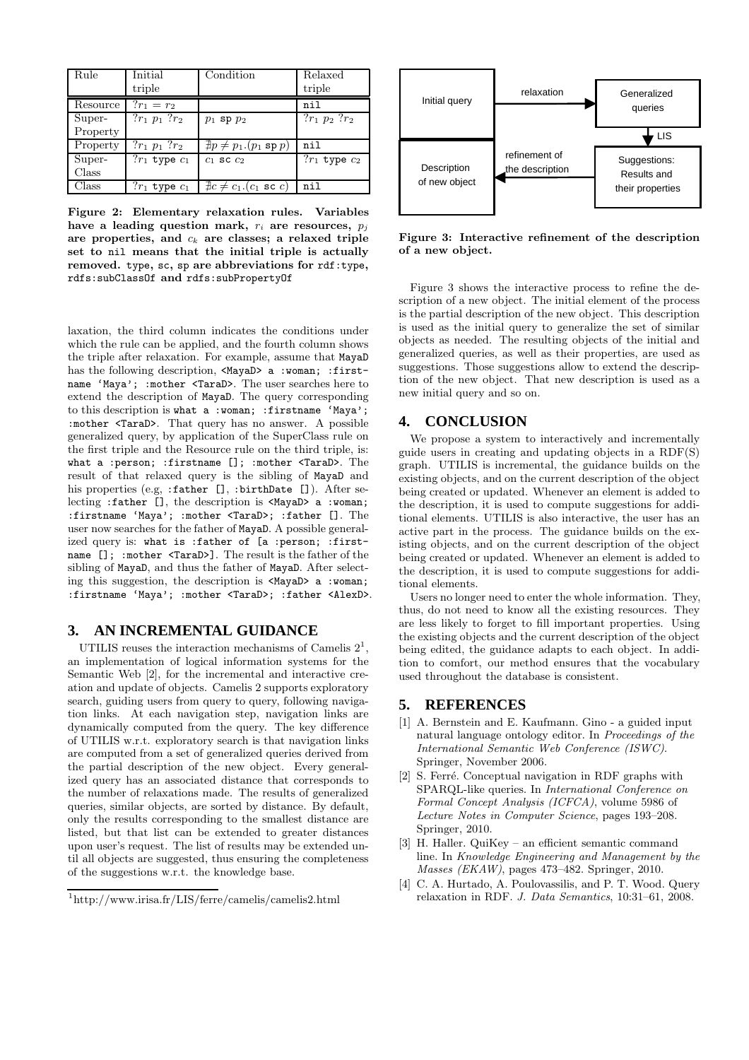| Rule | Initial triple | Condition | Relaxed triple |
|---|---|---|---|
| Resource | $?r_1 = r_2$ | | nil |
| Super-Property | $?r_1\ p_1\ ?r_2$ | $p_1$ sp $p_2$ | $?r_1\ p_2\ ?r_2$ |
| Property | $?r_1\ p_1\ ?r_2$ | $\nexists p \neq p_1.(p_1$ sp $p)$ | nil |
| Super-Class | $?r_1$ type $c_1$ | $c_1$ sc $c_2$ | $?r_1$ type $c_2$ |
| Class | $?r_1$ type $c_1$ | $\nexists c \neq c_1.(c_1$ sc $c)$ | nil |

**Figure 2: Elementary relaxation rules. Variables have a leading question mark, $r_i$ are resources, $p_j$ are properties, and $c_k$ are classes; a relaxed triple set to nil means that the initial triple is actually removed. type, sc, sp are abbreviations for rdf:type, rdfs:subClassOf and rdfs:subPropertyOf**

laxation, the third column indicates the conditions under which the rule can be applied, and the fourth column shows the triple after relaxation. For example, assume that MayaD has the following description, <MayaD> a :woman; :firstname 'Maya'; :mother <TaraD>. The user searches here to extend the description of MayaD. The query corresponding to this description is what a :woman; :firstname 'Maya'; :mother <TaraD>. That query has no answer. A possible generalized query, by application of the SuperClass rule on the first triple and the Resource rule on the third triple, is: what a :person; :firstname []; :mother <TaraD>. The result of that relaxed query is the sibling of MayaD and his properties (e.g, :father [], :birthDate []). After selecting :father [], the description is <MayaD> a :woman; :firstname 'Maya'; :mother <TaraD>; :father []. The user now searches for the father of MayaD. A possible generalized query is: what is :father of [a :person; :firstname []; :mother <TaraD>]. The result is the father of the sibling of MayaD, and thus the father of MayaD. After selecting this suggestion, the description is <MayaD> a :woman; :firstname 'Maya'; :mother <TaraD>; :father <AlexD>.

## 3. AN INCREMENTAL GUIDANCE

UTILIS reuses the interaction mechanisms of Camelis 2[1], an implementation of logical information systems for the Semantic Web [2], for the incremental and interactive creation and update of objects. Camelis 2 supports exploratory search, guiding users from query to query, following navigation links. At each navigation step, navigation links are dynamically computed from the query. The key difference of UTILIS w.r.t. exploratory search is that navigation links are computed from a set of generalized queries derived from the partial description of the new object. Every generalized query has an associated distance that corresponds to the number of relaxations made. The results of generalized queries, similar objects, are sorted by distance. By default, only the results corresponding to the smallest distance are listed, but that list can be extended to greater distances upon user's request. The list of results may be extended until all objects are suggested, thus ensuring the completeness of the suggestions w.r.t. the knowledge base.

[1] http://www.irisa.fr/LIS/ferre/camelis/camelis2.html

Initial query

relaxation

Generalized queries

LIS

Description of new object

refinement of the description

Suggestions: Results and their properties

**Figure 3: Interactive refinement of the description of a new object.**

Figure 3 shows the interactive process to refine the description of a new object. The initial element of the process is the partial description of the new object. This description is used as the initial query to generalize the set of similar objects as needed. The resulting objects of the initial and generalized queries, as well as their properties, are used as suggestions. Those suggestions allow to extend the description of the new object. That new description is used as a new initial query and so on.

## 4. CONCLUSION

We propose a system to interactively and incrementally guide users in creating and updating objects in a RDF(S) graph. UTILIS is incremental, the guidance builds on the existing objects, and on the current description of the object being created or updated. Whenever an element is added to the description, it is used to compute suggestions for additional elements. UTILIS is also interactive, the user has an active part in the process. The guidance builds on the existing objects, and on the current description of the object being created or updated. Whenever an element is added to the description, it is used to compute suggestions for additional elements.

Users no longer need to enter the whole information. They, thus, do not need to know all the existing resources. They are less likely to forget to fill important properties. Using the existing objects and the current description of the object being edited, the guidance adapts to each object. In addition to comfort, our method ensures that the vocabulary used throughout the database is consistent.

## 5. REFERENCES

[1] A. Bernstein and E. Kaufmann. Gino - a guided input natural language ontology editor. In *Proceedings of the International Semantic Web Conference (ISWC)*. Springer, November 2006.

[2] S. Ferré. Conceptual navigation in RDF graphs with SPARQL-like queries. In *International Conference on Formal Concept Analysis (ICFCA)*, volume 5986 of *Lecture Notes in Computer Science*, pages 193–208. Springer, 2010.

[3] H. Haller. QuiKey – an efficient semantic command line. In *Knowledge Engineering and Management by the Masses (EKAW)*, pages 473–482. Springer, 2010.

[4] C. A. Hurtado, A. Poulovassilis, and P. T. Wood. Query relaxation in RDF. *J. Data Semantics*, 10:31–61, 2008.